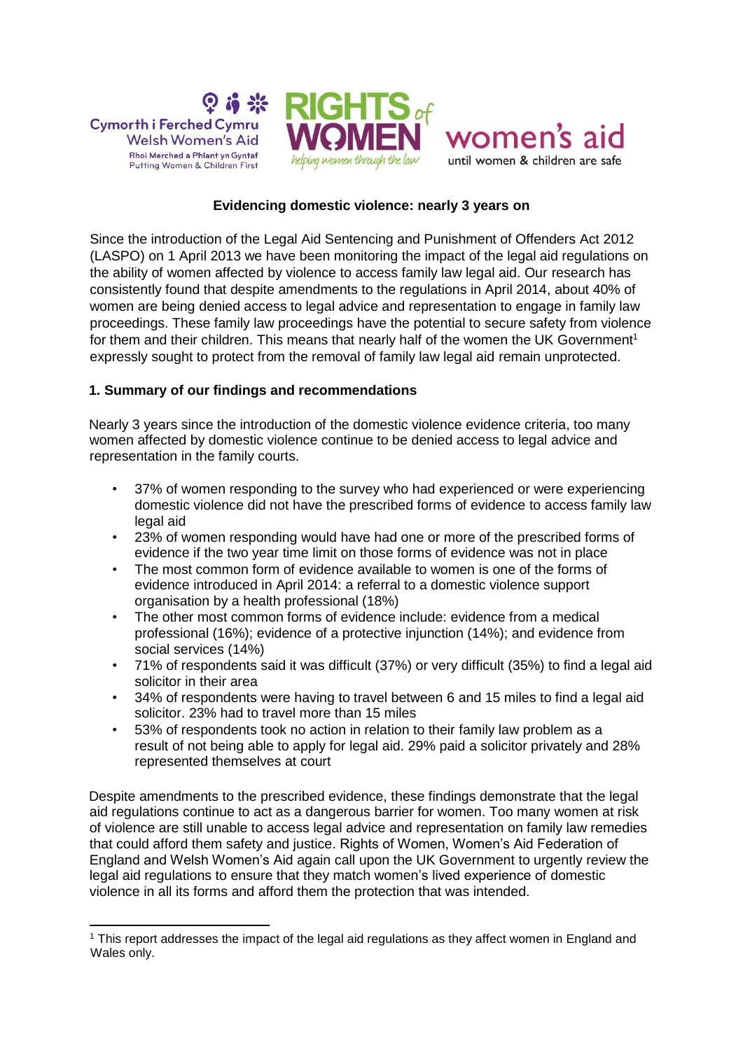Cymorth i Ferched Cymru
Welsh Women's Aid
Rhoi Merched a Phlant yn Gyntaf
Putting Women & Children First

RIGHTS of WOMEN
helping women through the law

women's aid
until women & children are safe

## Evidencing domestic violence: nearly 3 years on

Since the introduction of the Legal Aid Sentencing and Punishment of Offenders Act 2012 (LASPO) on 1 April 2013 we have been monitoring the impact of the legal aid regulations on the ability of women affected by violence to access family law legal aid. Our research has consistently found that despite amendments to the regulations in April 2014, about 40% of women are being denied access to legal advice and representation to engage in family law proceedings. These family law proceedings have the potential to secure safety from violence for them and their children. This means that nearly half of the women the UK Government[1] expressly sought to protect from the removal of family law legal aid remain unprotected.

### 1. Summary of our findings and recommendations

Nearly 3 years since the introduction of the domestic violence evidence criteria, too many women affected by domestic violence continue to be denied access to legal advice and representation in the family courts.

- 37% of women responding to the survey who had experienced or were experiencing domestic violence did not have the prescribed forms of evidence to access family law legal aid
- 23% of women responding would have had one or more of the prescribed forms of evidence if the two year time limit on those forms of evidence was not in place
- The most common form of evidence available to women is one of the forms of evidence introduced in April 2014: a referral to a domestic violence support organisation by a health professional (18%)
- The other most common forms of evidence include: evidence from a medical professional (16%); evidence of a protective injunction (14%); and evidence from social services (14%)
- 71% of respondents said it was difficult (37%) or very difficult (35%) to find a legal aid solicitor in their area
- 34% of respondents were having to travel between 6 and 15 miles to find a legal aid solicitor. 23% had to travel more than 15 miles
- 53% of respondents took no action in relation to their family law problem as a result of not being able to apply for legal aid. 29% paid a solicitor privately and 28% represented themselves at court

Despite amendments to the prescribed evidence, these findings demonstrate that the legal aid regulations continue to act as a dangerous barrier for women. Too many women at risk of violence are still unable to access legal advice and representation on family law remedies that could afford them safety and justice. Rights of Women, Women's Aid Federation of England and Welsh Women's Aid again call upon the UK Government to urgently review the legal aid regulations to ensure that they match women's lived experience of domestic violence in all its forms and afford them the protection that was intended.

[1] This report addresses the impact of the legal aid regulations as they affect women in England and Wales only.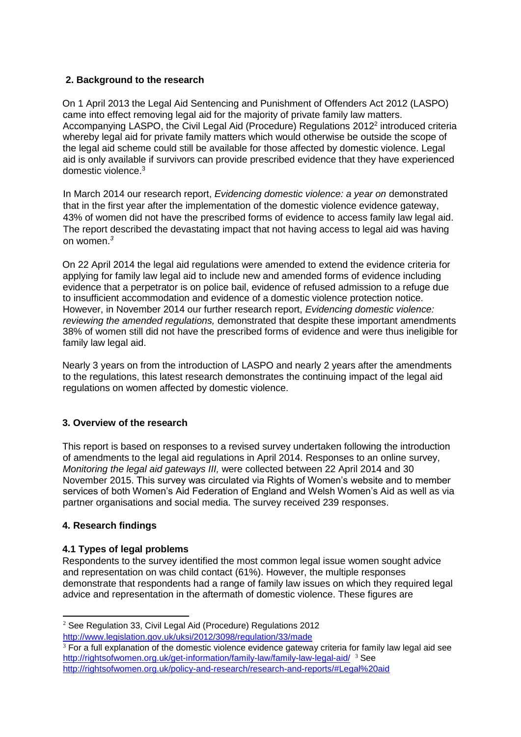## 2. Background to the research

On 1 April 2013 the Legal Aid Sentencing and Punishment of Offenders Act 2012 (LASPO) came into effect removing legal aid for the majority of private family law matters. Accompanying LASPO, the Civil Legal Aid (Procedure) Regulations 2012[2] introduced criteria whereby legal aid for private family matters which would otherwise be outside the scope of the legal aid scheme could still be available for those affected by domestic violence. Legal aid is only available if survivors can provide prescribed evidence that they have experienced domestic violence.[3]

In March 2014 our research report, *Evidencing domestic violence: a year on* demonstrated that in the first year after the implementation of the domestic violence evidence gateway, 43% of women did not have the prescribed forms of evidence to access family law legal aid. The report described the devastating impact that not having access to legal aid was having on women.[3]

On 22 April 2014 the legal aid regulations were amended to extend the evidence criteria for applying for family law legal aid to include new and amended forms of evidence including evidence that a perpetrator is on police bail, evidence of refused admission to a refuge due to insufficient accommodation and evidence of a domestic violence protection notice. However, in November 2014 our further research report, *Evidencing domestic violence: reviewing the amended regulations,* demonstrated that despite these important amendments 38% of women still did not have the prescribed forms of evidence and were thus ineligible for family law legal aid.

Nearly 3 years on from the introduction of LASPO and nearly 2 years after the amendments to the regulations, this latest research demonstrates the continuing impact of the legal aid regulations on women affected by domestic violence.

## 3. Overview of the research

This report is based on responses to a revised survey undertaken following the introduction of amendments to the legal aid regulations in April 2014. Responses to an online survey, *Monitoring the legal aid gateways III,* were collected between 22 April 2014 and 30 November 2015. This survey was circulated via Rights of Women's website and to member services of both Women's Aid Federation of England and Welsh Women's Aid as well as via partner organisations and social media. The survey received 239 responses.

## 4. Research findings

### 4.1 Types of legal problems

Respondents to the survey identified the most common legal issue women sought advice and representation on was child contact (61%). However, the multiple responses demonstrate that respondents had a range of family law issues on which they required legal advice and representation in the aftermath of domestic violence. These figures are

---

[2] See Regulation 33, Civil Legal Aid (Procedure) Regulations 2012 http://www.legislation.gov.uk/uksi/2012/3098/regulation/33/made

[3] For a full explanation of the domestic violence evidence gateway criteria for family law legal aid see http://rightsofwomen.org.uk/get-information/family-law/family-law-legal-aid/ [3] See http://rightsofwomen.org.uk/policy-and-research/research-and-reports/#Legal%20aid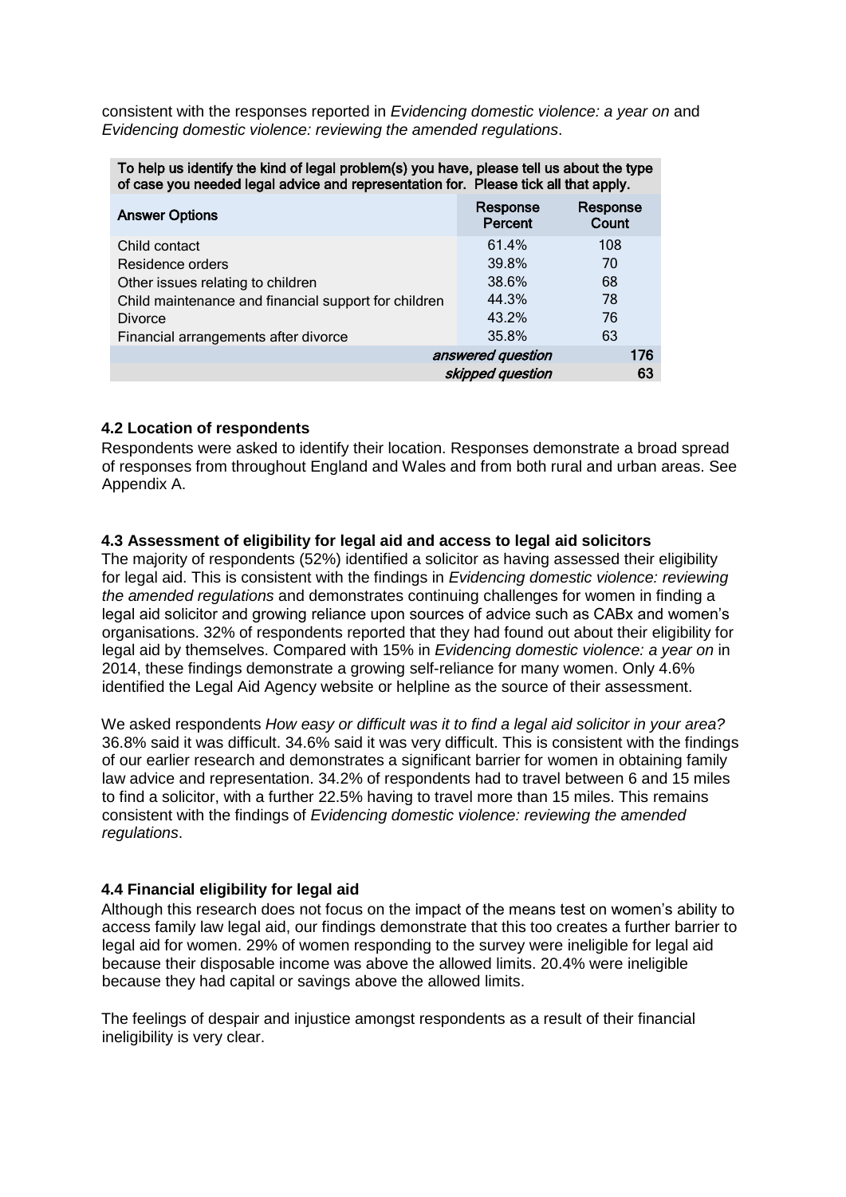consistent with the responses reported in *Evidencing domestic violence: a year on* and *Evidencing domestic violence: reviewing the amended regulations*.

| To help us identify the kind of legal problem(s) you have, please tell us about the type of case you needed legal advice and representation for. Please tick all that apply. | | |
|---|---|---|
| **Answer Options** | **Response Percent** | **Response Count** |
| Child contact | 61.4% | 108 |
| Residence orders | 39.8% | 70 |
| Other issues relating to children | 38.6% | 68 |
| Child maintenance and financial support for children | 44.3% | 78 |
| Divorce | 43.2% | 76 |
| Financial arrangements after divorce | 35.8% | 63 |
| | *answered question* | **176** |
| | *skipped question* | **63** |

### 4.2 Location of respondents

Respondents were asked to identify their location. Responses demonstrate a broad spread of responses from throughout England and Wales and from both rural and urban areas. See Appendix A.

### 4.3 Assessment of eligibility for legal aid and access to legal aid solicitors

The majority of respondents (52%) identified a solicitor as having assessed their eligibility for legal aid. This is consistent with the findings in *Evidencing domestic violence: reviewing the amended regulations* and demonstrates continuing challenges for women in finding a legal aid solicitor and growing reliance upon sources of advice such as CABx and women's organisations. 32% of respondents reported that they had found out about their eligibility for legal aid by themselves. Compared with 15% in *Evidencing domestic violence: a year on* in 2014, these findings demonstrate a growing self-reliance for many women. Only 4.6% identified the Legal Aid Agency website or helpline as the source of their assessment.

We asked respondents *How easy or difficult was it to find a legal aid solicitor in your area?* 36.8% said it was difficult. 34.6% said it was very difficult. This is consistent with the findings of our earlier research and demonstrates a significant barrier for women in obtaining family law advice and representation. 34.2% of respondents had to travel between 6 and 15 miles to find a solicitor, with a further 22.5% having to travel more than 15 miles. This remains consistent with the findings of *Evidencing domestic violence: reviewing the amended regulations*.

### 4.4 Financial eligibility for legal aid

Although this research does not focus on the impact of the means test on women's ability to access family law legal aid, our findings demonstrate that this too creates a further barrier to legal aid for women. 29% of women responding to the survey were ineligible for legal aid because their disposable income was above the allowed limits. 20.4% were ineligible because they had capital or savings above the allowed limits.

The feelings of despair and injustice amongst respondents as a result of their financial ineligibility is very clear.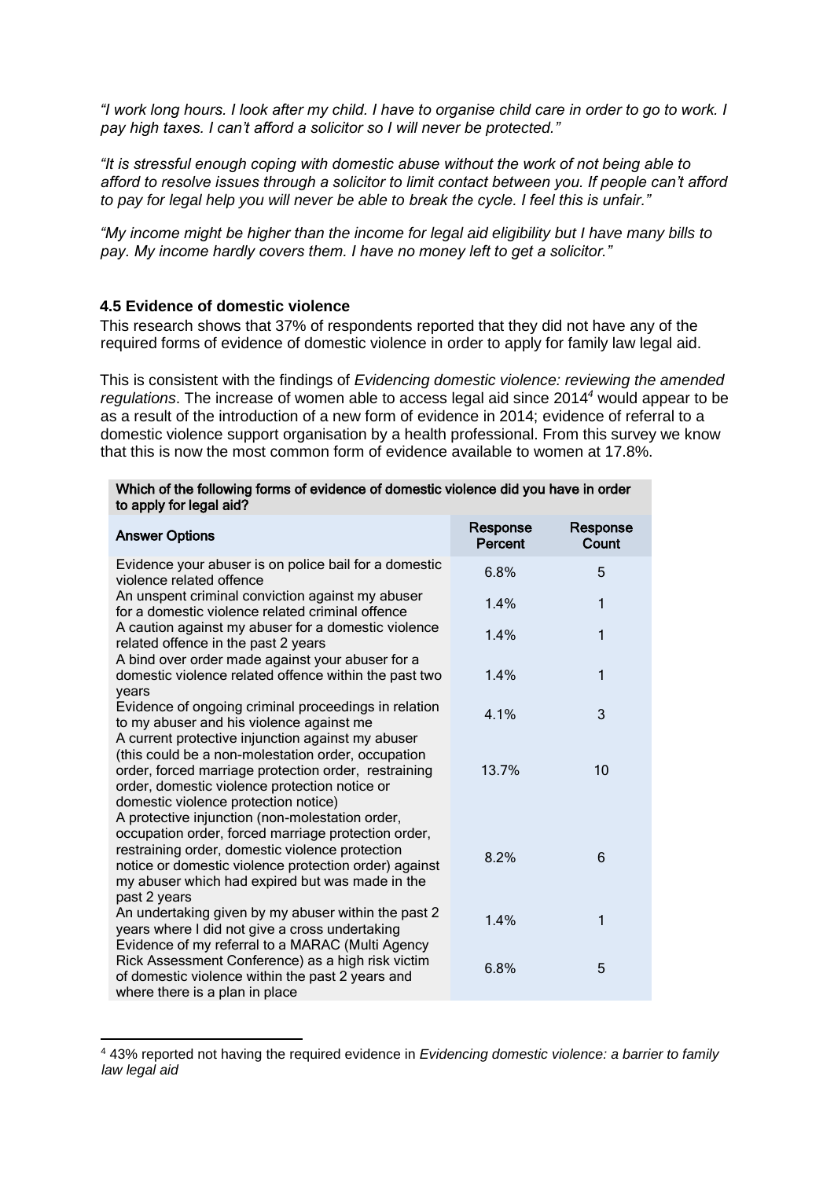*"I work long hours. I look after my child. I have to organise child care in order to go to work. I pay high taxes. I can't afford a solicitor so I will never be protected."*

*"It is stressful enough coping with domestic abuse without the work of not being able to afford to resolve issues through a solicitor to limit contact between you. If people can't afford to pay for legal help you will never be able to break the cycle. I feel this is unfair."*

*"My income might be higher than the income for legal aid eligibility but I have many bills to pay. My income hardly covers them. I have no money left to get a solicitor."*

### 4.5 Evidence of domestic violence

This research shows that 37% of respondents reported that they did not have any of the required forms of evidence of domestic violence in order to apply for family law legal aid.

This is consistent with the findings of *Evidencing domestic violence: reviewing the amended regulations*. The increase of women able to access legal aid since 2014[4] would appear to be as a result of the introduction of a new form of evidence in 2014; evidence of referral to a domestic violence support organisation by a health professional. From this survey we know that this is now the most common form of evidence available to women at 17.8%.

| Which of the following forms of evidence of domestic violence did you have in order to apply for legal aid? | | |
|---|---|---|
| **Answer Options** | **Response Percent** | **Response Count** |
| Evidence your abuser is on police bail for a domestic violence related offence | 6.8% | 5 |
| An unspent criminal conviction against my abuser for a domestic violence related criminal offence | 1.4% | 1 |
| A caution against my abuser for a domestic violence related offence in the past 2 years | 1.4% | 1 |
| A bind over order made against your abuser for a domestic violence related offence within the past two years | 1.4% | 1 |
| Evidence of ongoing criminal proceedings in relation to my abuser and his violence against me | 4.1% | 3 |
| A current protective injunction against my abuser (this could be a non-molestation order, occupation order, forced marriage protection order, restraining order, domestic violence protection notice or domestic violence protection notice) | 13.7% | 10 |
| A protective injunction (non-molestation order, occupation order, forced marriage protection order, restraining order, domestic violence protection notice or domestic violence protection order) against my abuser which had expired but was made in the past 2 years | 8.2% | 6 |
| An undertaking given by my abuser within the past 2 years where I did not give a cross undertaking | 1.4% | 1 |
| Evidence of my referral to a MARAC (Multi Agency Rick Assessment Conference) as a high risk victim of domestic violence within the past 2 years and where there is a plan in place | 6.8% | 5 |

[4] 43% reported not having the required evidence in *Evidencing domestic violence: a barrier to family law legal aid*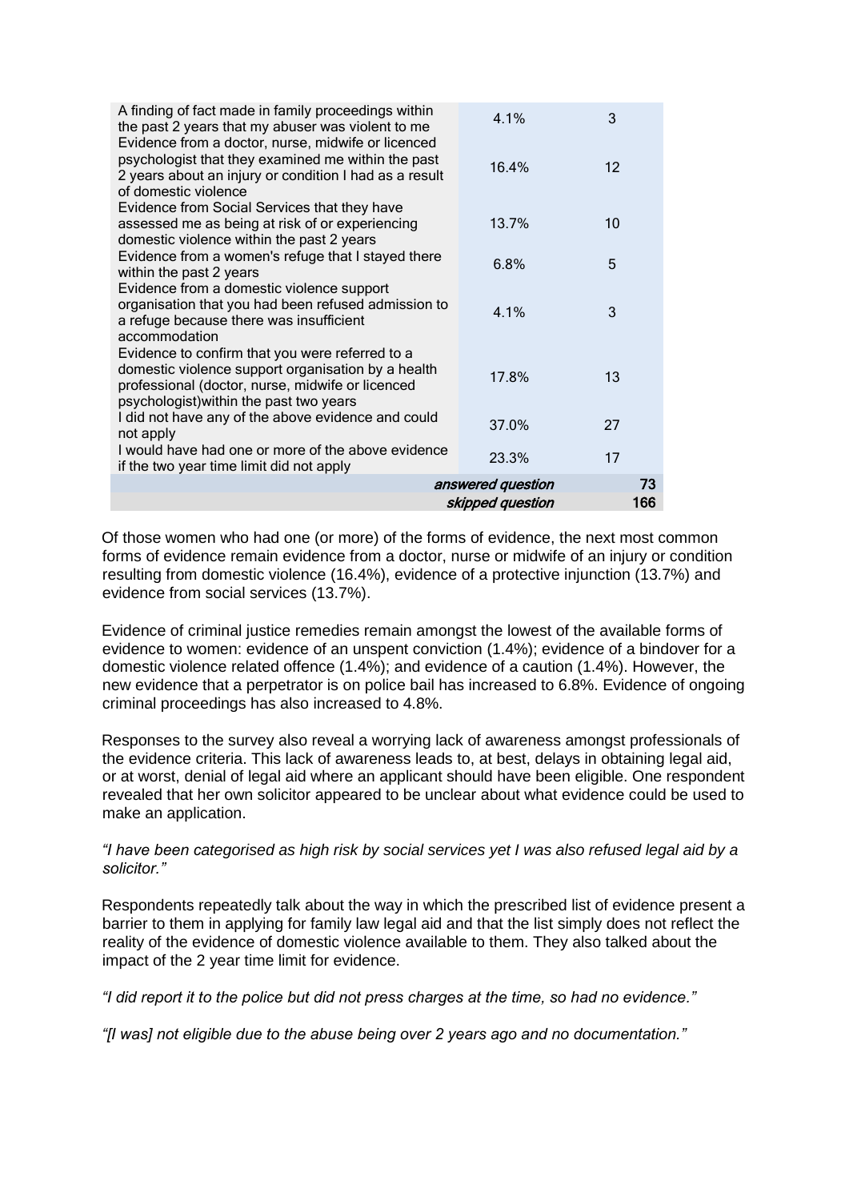| | | |
|---|---|---|
| A finding of fact made in family proceedings within the past 2 years that my abuser was violent to me | 4.1% | 3 |
| Evidence from a doctor, nurse, midwife or licenced psychologist that they examined me within the past 2 years about an injury or condition I had as a result of domestic violence | 16.4% | 12 |
| Evidence from Social Services that they have assessed me as being at risk of or experiencing domestic violence within the past 2 years | 13.7% | 10 |
| Evidence from a women's refuge that I stayed there within the past 2 years | 6.8% | 5 |
| Evidence from a domestic violence support organisation that you had been refused admission to a refuge because there was insufficient accommodation | 4.1% | 3 |
| Evidence to confirm that you were referred to a domestic violence support organisation by a health professional (doctor, nurse, midwife or licenced psychologist)within the past two years | 17.8% | 13 |
| I did not have any of the above evidence and could not apply | 37.0% | 27 |
| I would have had one or more of the above evidence if the two year time limit did not apply | 23.3% | 17 |
| | *answered question* | 73 |
| | *skipped question* | 166 |

Of those women who had one (or more) of the forms of evidence, the next most common forms of evidence remain evidence from a doctor, nurse or midwife of an injury or condition resulting from domestic violence (16.4%), evidence of a protective injunction (13.7%) and evidence from social services (13.7%).

Evidence of criminal justice remedies remain amongst the lowest of the available forms of evidence to women: evidence of an unspent conviction (1.4%); evidence of a bindover for a domestic violence related offence (1.4%); and evidence of a caution (1.4%). However, the new evidence that a perpetrator is on police bail has increased to 6.8%. Evidence of ongoing criminal proceedings has also increased to 4.8%.

Responses to the survey also reveal a worrying lack of awareness amongst professionals of the evidence criteria. This lack of awareness leads to, at best, delays in obtaining legal aid, or at worst, denial of legal aid where an applicant should have been eligible. One respondent revealed that her own solicitor appeared to be unclear about what evidence could be used to make an application.

*"I have been categorised as high risk by social services yet I was also refused legal aid by a solicitor."*

Respondents repeatedly talk about the way in which the prescribed list of evidence present a barrier to them in applying for family law legal aid and that the list simply does not reflect the reality of the evidence of domestic violence available to them. They also talked about the impact of the 2 year time limit for evidence.

*"I did report it to the police but did not press charges at the time, so had no evidence."*

*"[I was] not eligible due to the abuse being over 2 years ago and no documentation."*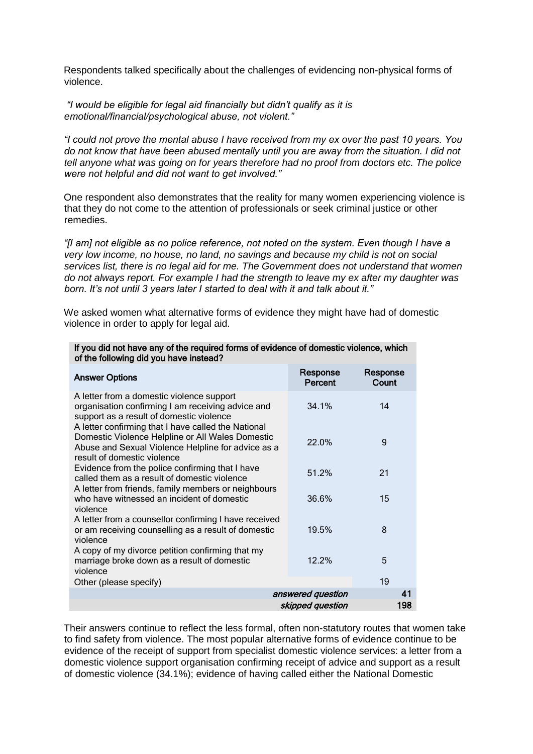Respondents talked specifically about the challenges of evidencing non-physical forms of violence.

*"I would be eligible for legal aid financially but didn't qualify as it is emotional/financial/psychological abuse, not violent."*

*"I could not prove the mental abuse I have received from my ex over the past 10 years. You do not know that have been abused mentally until you are away from the situation. I did not tell anyone what was going on for years therefore had no proof from doctors etc. The police were not helpful and did not want to get involved."*

One respondent also demonstrates that the reality for many women experiencing violence is that they do not come to the attention of professionals or seek criminal justice or other remedies.

*"[I am] not eligible as no police reference, not noted on the system. Even though I have a very low income, no house, no land, no savings and because my child is not on social services list, there is no legal aid for me. The Government does not understand that women do not always report. For example I had the strength to leave my ex after my daughter was born. It's not until 3 years later I started to deal with it and talk about it."*

We asked women what alternative forms of evidence they might have had of domestic violence in order to apply for legal aid.

| If you did not have any of the required forms of evidence of domestic violence, which of the following did you have instead? | | |
|---|---|---|
| **Answer Options** | **Response Percent** | **Response Count** |
| A letter from a domestic violence support organisation confirming I am receiving advice and support as a result of domestic violence | 34.1% | 14 |
| A letter confirming that I have called the National Domestic Violence Helpline or All Wales Domestic Abuse and Sexual Violence Helpline for advice as a result of domestic violence | 22.0% | 9 |
| Evidence from the police confirming that I have called them as a result of domestic violence | 51.2% | 21 |
| A letter from friends, family members or neighbours who have witnessed an incident of domestic violence | 36.6% | 15 |
| A letter from a counsellor confirming I have received or am receiving counselling as a result of domestic violence | 19.5% | 8 |
| A copy of my divorce petition confirming that my marriage broke down as a result of domestic violence | 12.2% | 5 |
| Other (please specify) | | 19 |
| | *answered question* | **41** |
| | *skipped question* | **198** |

Their answers continue to reflect the less formal, often non-statutory routes that women take to find safety from violence. The most popular alternative forms of evidence continue to be evidence of the receipt of support from specialist domestic violence services: a letter from a domestic violence support organisation confirming receipt of advice and support as a result of domestic violence (34.1%); evidence of having called either the National Domestic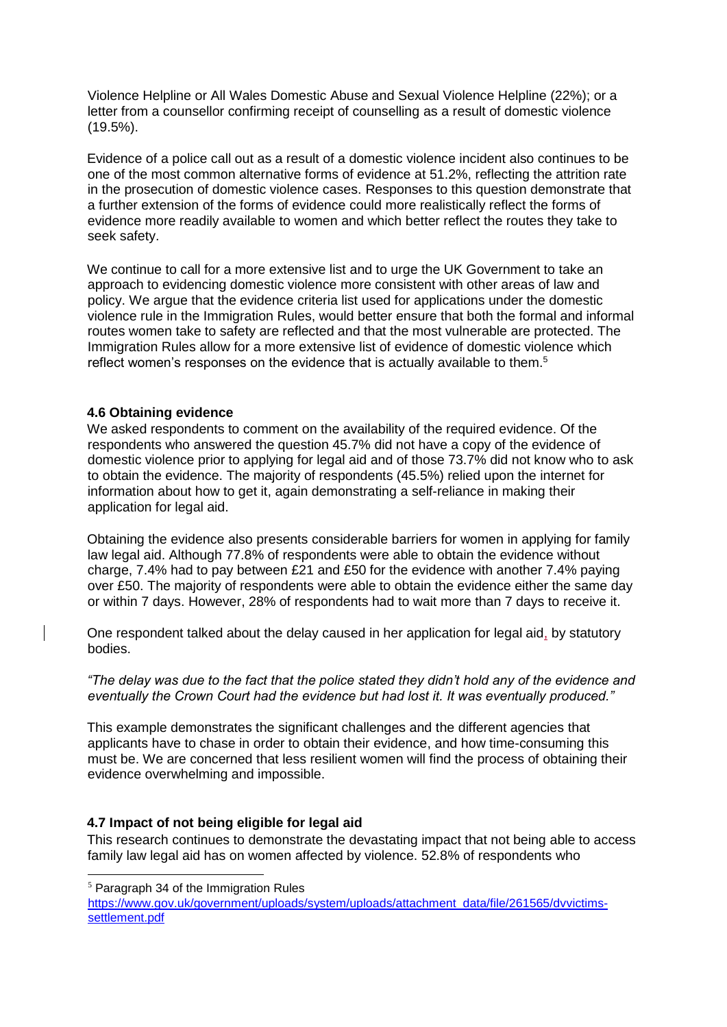Violence Helpline or All Wales Domestic Abuse and Sexual Violence Helpline (22%); or a letter from a counsellor confirming receipt of counselling as a result of domestic violence (19.5%).

Evidence of a police call out as a result of a domestic violence incident also continues to be one of the most common alternative forms of evidence at 51.2%, reflecting the attrition rate in the prosecution of domestic violence cases. Responses to this question demonstrate that a further extension of the forms of evidence could more realistically reflect the forms of evidence more readily available to women and which better reflect the routes they take to seek safety.

We continue to call for a more extensive list and to urge the UK Government to take an approach to evidencing domestic violence more consistent with other areas of law and policy. We argue that the evidence criteria list used for applications under the domestic violence rule in the Immigration Rules, would better ensure that both the formal and informal routes women take to safety are reflected and that the most vulnerable are protected. The Immigration Rules allow for a more extensive list of evidence of domestic violence which reflect women's responses on the evidence that is actually available to them.[5]

### 4.6 Obtaining evidence

We asked respondents to comment on the availability of the required evidence. Of the respondents who answered the question 45.7% did not have a copy of the evidence of domestic violence prior to applying for legal aid and of those 73.7% did not know who to ask to obtain the evidence. The majority of respondents (45.5%) relied upon the internet for information about how to get it, again demonstrating a self-reliance in making their application for legal aid.

Obtaining the evidence also presents considerable barriers for women in applying for family law legal aid. Although 77.8% of respondents were able to obtain the evidence without charge, 7.4% had to pay between £21 and £50 for the evidence with another 7.4% paying over £50. The majority of respondents were able to obtain the evidence either the same day or within 7 days. However, 28% of respondents had to wait more than 7 days to receive it.

One respondent talked about the delay caused in her application for legal aid, by statutory bodies.

*"The delay was due to the fact that the police stated they didn't hold any of the evidence and eventually the Crown Court had the evidence but had lost it. It was eventually produced."*

This example demonstrates the significant challenges and the different agencies that applicants have to chase in order to obtain their evidence, and how time-consuming this must be. We are concerned that less resilient women will find the process of obtaining their evidence overwhelming and impossible.

### 4.7 Impact of not being eligible for legal aid

This research continues to demonstrate the devastating impact that not being able to access family law legal aid has on women affected by violence. 52.8% of respondents who

[5] Paragraph 34 of the Immigration Rules [https://www.gov.uk/government/uploads/system/uploads/attachment_data/file/261565/dvvictims-settlement.pdf](https://www.gov.uk/government/uploads/system/uploads/attachment_data/file/261565/dvvictims-settlement.pdf)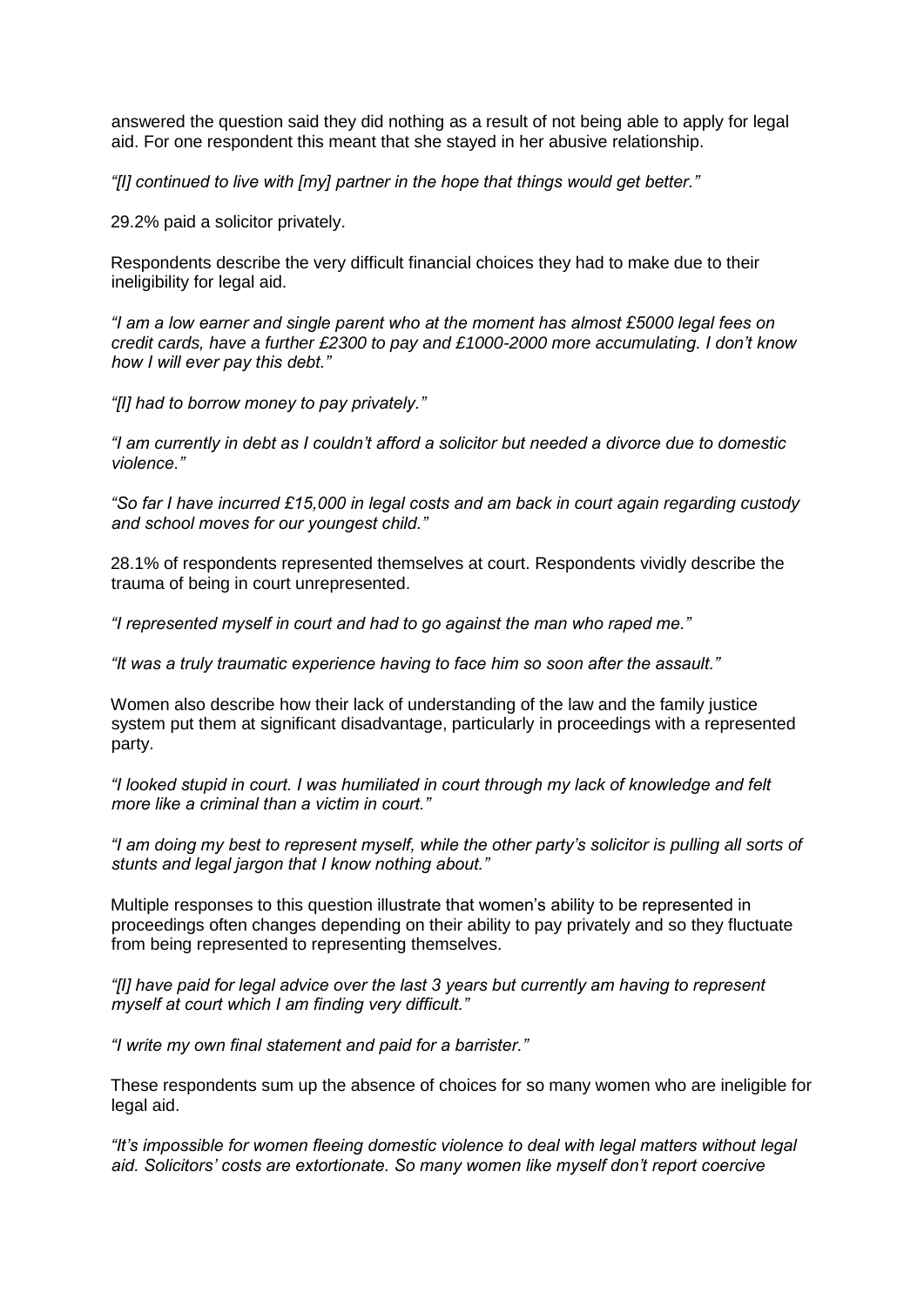answered the question said they did nothing as a result of not being able to apply for legal aid. For one respondent this meant that she stayed in her abusive relationship.

*"[I] continued to live with [my] partner in the hope that things would get better."*

29.2% paid a solicitor privately.

Respondents describe the very difficult financial choices they had to make due to their ineligibility for legal aid.

*"I am a low earner and single parent who at the moment has almost £5000 legal fees on credit cards, have a further £2300 to pay and £1000-2000 more accumulating. I don't know how I will ever pay this debt."*

*"[I] had to borrow money to pay privately."*

*"I am currently in debt as I couldn't afford a solicitor but needed a divorce due to domestic violence."*

*"So far I have incurred £15,000 in legal costs and am back in court again regarding custody and school moves for our youngest child."*

28.1% of respondents represented themselves at court. Respondents vividly describe the trauma of being in court unrepresented.

*"I represented myself in court and had to go against the man who raped me."*

*"It was a truly traumatic experience having to face him so soon after the assault."*

Women also describe how their lack of understanding of the law and the family justice system put them at significant disadvantage, particularly in proceedings with a represented party.

*"I looked stupid in court. I was humiliated in court through my lack of knowledge and felt more like a criminal than a victim in court."*

*"I am doing my best to represent myself, while the other party's solicitor is pulling all sorts of stunts and legal jargon that I know nothing about."*

Multiple responses to this question illustrate that women's ability to be represented in proceedings often changes depending on their ability to pay privately and so they fluctuate from being represented to representing themselves.

*"[I] have paid for legal advice over the last 3 years but currently am having to represent myself at court which I am finding very difficult."*

*"I write my own final statement and paid for a barrister."*

These respondents sum up the absence of choices for so many women who are ineligible for legal aid.

*"It's impossible for women fleeing domestic violence to deal with legal matters without legal aid. Solicitors' costs are extortionate. So many women like myself don't report coercive*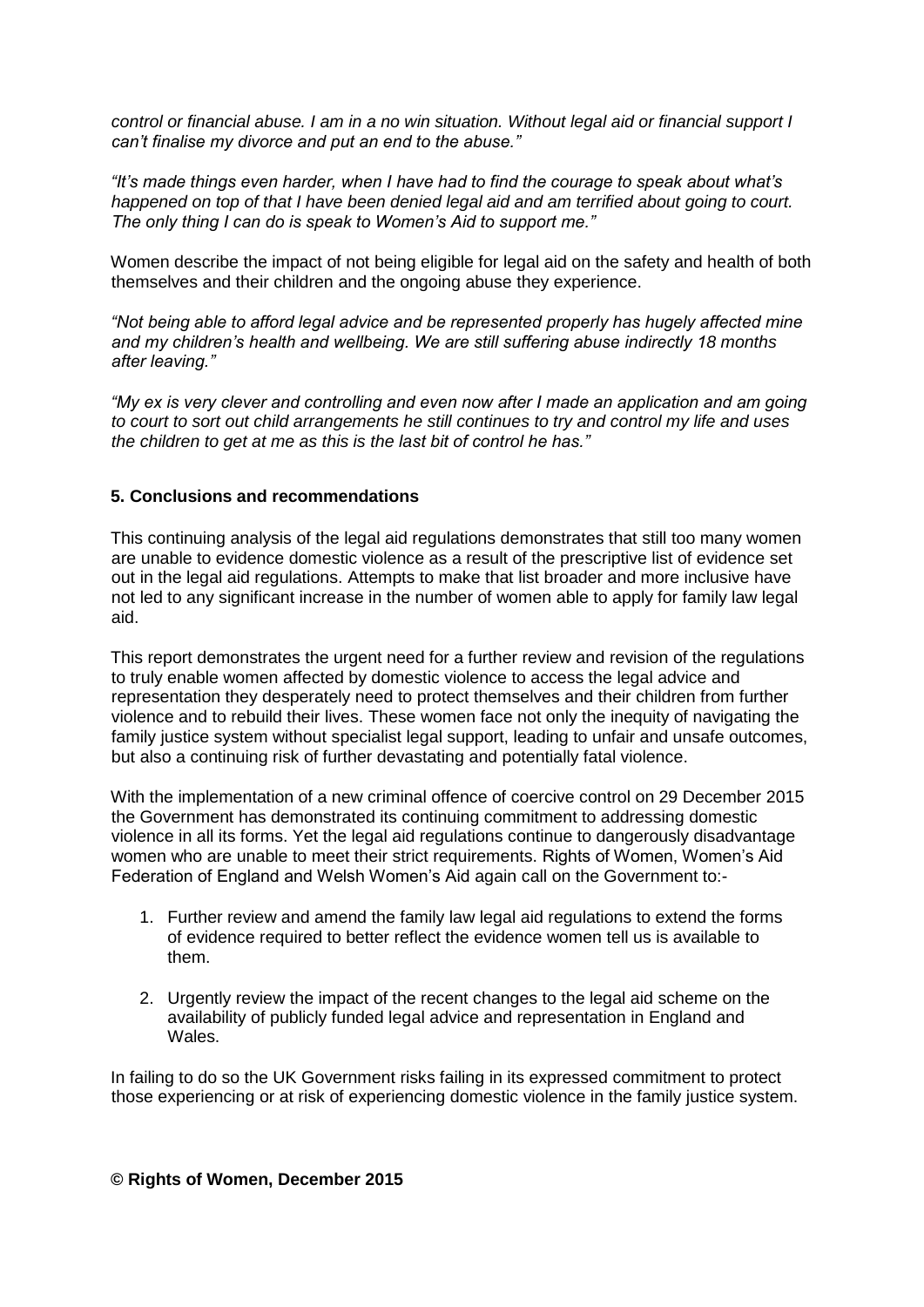*control or financial abuse. I am in a no win situation. Without legal aid or financial support I can't finalise my divorce and put an end to the abuse."*

*"It's made things even harder, when I have had to find the courage to speak about what's happened on top of that I have been denied legal aid and am terrified about going to court. The only thing I can do is speak to Women's Aid to support me."*

Women describe the impact of not being eligible for legal aid on the safety and health of both themselves and their children and the ongoing abuse they experience.

*"Not being able to afford legal advice and be represented properly has hugely affected mine and my children's health and wellbeing. We are still suffering abuse indirectly 18 months after leaving."*

*"My ex is very clever and controlling and even now after I made an application and am going to court to sort out child arrangements he still continues to try and control my life and uses the children to get at me as this is the last bit of control he has."*

## 5. Conclusions and recommendations

This continuing analysis of the legal aid regulations demonstrates that still too many women are unable to evidence domestic violence as a result of the prescriptive list of evidence set out in the legal aid regulations. Attempts to make that list broader and more inclusive have not led to any significant increase in the number of women able to apply for family law legal aid.

This report demonstrates the urgent need for a further review and revision of the regulations to truly enable women affected by domestic violence to access the legal advice and representation they desperately need to protect themselves and their children from further violence and to rebuild their lives. These women face not only the inequity of navigating the family justice system without specialist legal support, leading to unfair and unsafe outcomes, but also a continuing risk of further devastating and potentially fatal violence.

With the implementation of a new criminal offence of coercive control on 29 December 2015 the Government has demonstrated its continuing commitment to addressing domestic violence in all its forms. Yet the legal aid regulations continue to dangerously disadvantage women who are unable to meet their strict requirements. Rights of Women, Women's Aid Federation of England and Welsh Women's Aid again call on the Government to:-

1. Further review and amend the family law legal aid regulations to extend the forms of evidence required to better reflect the evidence women tell us is available to them.
2. Urgently review the impact of the recent changes to the legal aid scheme on the availability of publicly funded legal advice and representation in England and Wales.

In failing to do so the UK Government risks failing in its expressed commitment to protect those experiencing or at risk of experiencing domestic violence in the family justice system.

**© Rights of Women, December 2015**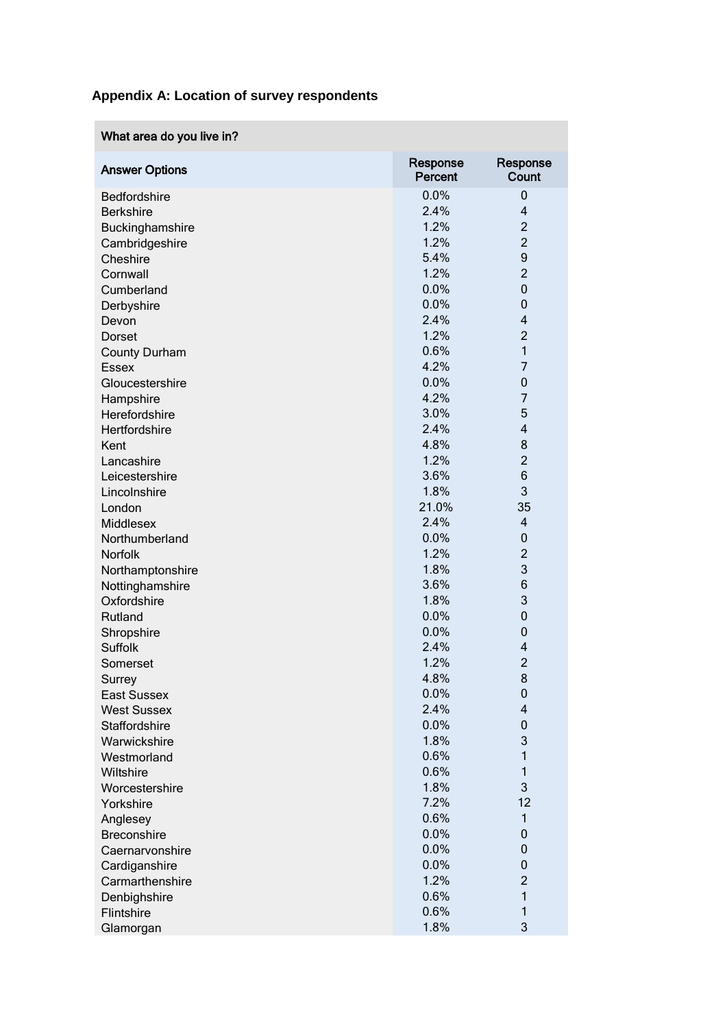**Appendix A: Location of survey respondents**

| What area do you live in? | | |
|---|---|---|
| **Answer Options** | **Response Percent** | **Response Count** |
| Bedfordshire | 0.0% | 0 |
| Berkshire | 2.4% | 4 |
| Buckinghamshire | 1.2% | 2 |
| Cambridgeshire | 1.2% | 2 |
| Cheshire | 5.4% | 9 |
| Cornwall | 1.2% | 2 |
| Cumberland | 0.0% | 0 |
| Derbyshire | 0.0% | 0 |
| Devon | 2.4% | 4 |
| Dorset | 1.2% | 2 |
| County Durham | 0.6% | 1 |
| Essex | 4.2% | 7 |
| Gloucestershire | 0.0% | 0 |
| Hampshire | 4.2% | 7 |
| Herefordshire | 3.0% | 5 |
| Hertfordshire | 2.4% | 4 |
| Kent | 4.8% | 8 |
| Lancashire | 1.2% | 2 |
| Leicestershire | 3.6% | 6 |
| Lincolnshire | 1.8% | 3 |
| London | 21.0% | 35 |
| Middlesex | 2.4% | 4 |
| Northumberland | 0.0% | 0 |
| Norfolk | 1.2% | 2 |
| Northamptonshire | 1.8% | 3 |
| Nottinghamshire | 3.6% | 6 |
| Oxfordshire | 1.8% | 3 |
| Rutland | 0.0% | 0 |
| Shropshire | 0.0% | 0 |
| Suffolk | 2.4% | 4 |
| Somerset | 1.2% | 2 |
| Surrey | 4.8% | 8 |
| East Sussex | 0.0% | 0 |
| West Sussex | 2.4% | 4 |
| Staffordshire | 0.0% | 0 |
| Warwickshire | 1.8% | 3 |
| Westmorland | 0.6% | 1 |
| Wiltshire | 0.6% | 1 |
| Worcestershire | 1.8% | 3 |
| Yorkshire | 7.2% | 12 |
| Anglesey | 0.6% | 1 |
| Breconshire | 0.0% | 0 |
| Caernarvonshire | 0.0% | 0 |
| Cardiganshire | 0.0% | 0 |
| Carmarthenshire | 1.2% | 2 |
| Denbighshire | 0.6% | 1 |
| Flintshire | 0.6% | 1 |
| Glamorgan | 1.8% | 3 |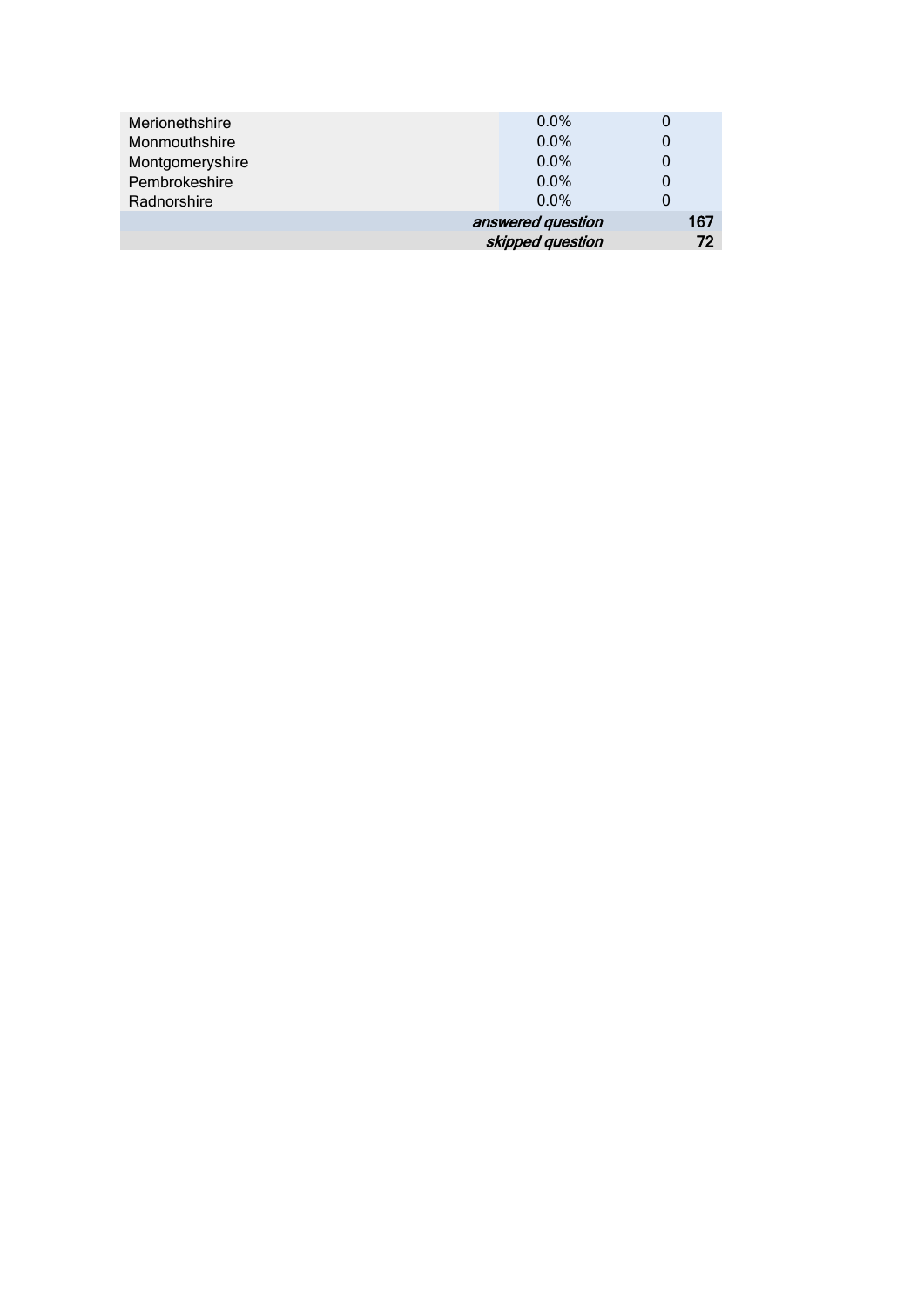| | | |
|---|---|---|
| Merionethshire | 0.0% | 0 |
| Monmouthshire | 0.0% | 0 |
| Montgomeryshire | 0.0% | 0 |
| Pembrokeshire | 0.0% | 0 |
| Radnorshire | 0.0% | 0 |
| | *answered question* | 167 |
| | *skipped question* | 72 |